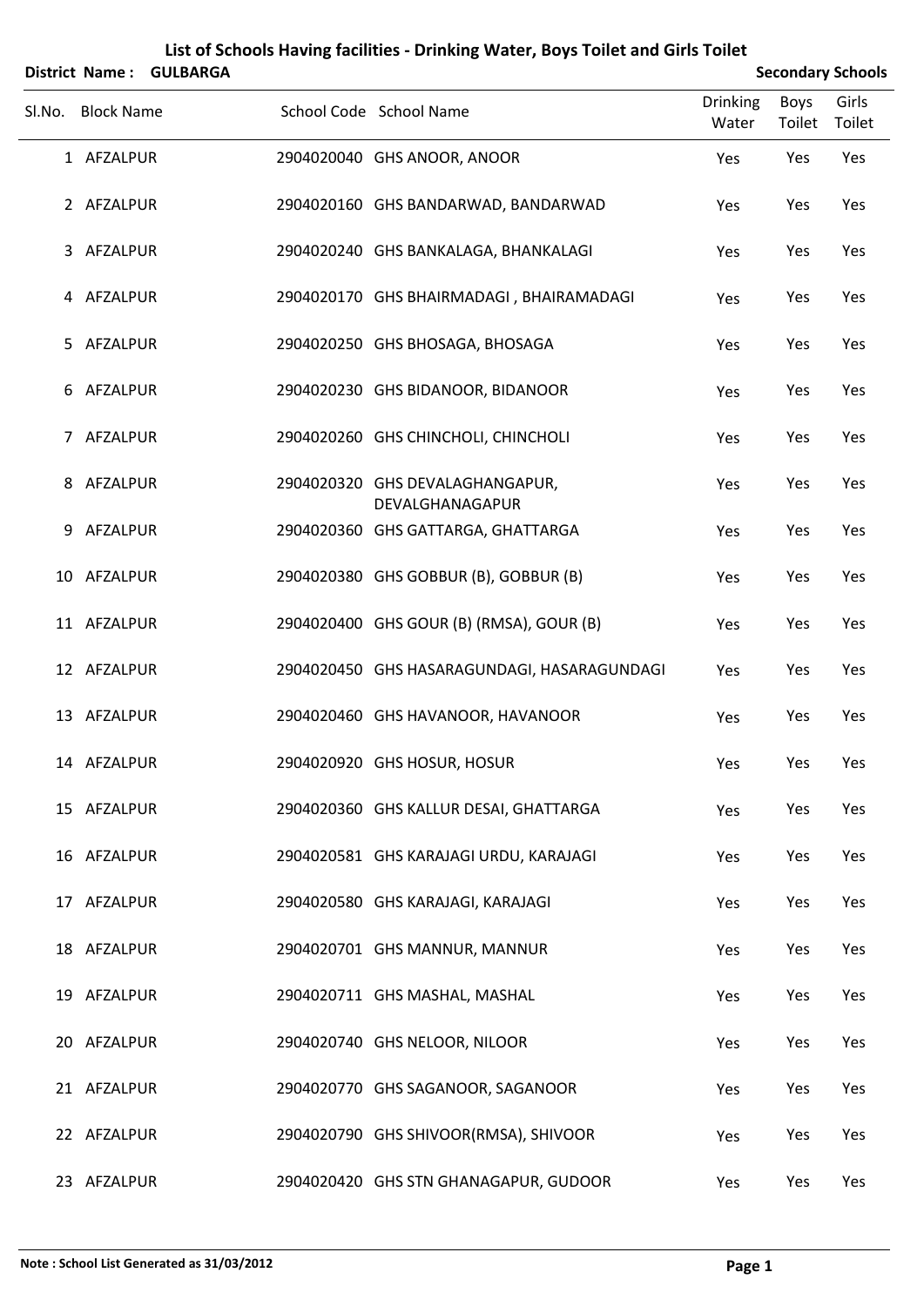# List of Schools Having facilities - Drinking Water, Boys Toilet and Girls Toilet

**District Name : GULBARGA** **Secondary Schools**

| Sl.No. | Block Name | School Code | School Name | Drinking Water | Boys Toilet | Girls Toilet |
|---|---|---|---|---|---|---|
| 1 | AFZALPUR | 2904020040 | GHS ANOOR, ANOOR | Yes | Yes | Yes |
| 2 | AFZALPUR | 2904020160 | GHS BANDARWAD, BANDARWAD | Yes | Yes | Yes |
| 3 | AFZALPUR | 2904020240 | GHS BANKALAGA, BHANKALAGI | Yes | Yes | Yes |
| 4 | AFZALPUR | 2904020170 | GHS BHAIRMADAGI , BHAIRAMADAGI | Yes | Yes | Yes |
| 5 | AFZALPUR | 2904020250 | GHS BHOSAGA, BHOSAGA | Yes | Yes | Yes |
| 6 | AFZALPUR | 2904020230 | GHS BIDANOOR, BIDANOOR | Yes | Yes | Yes |
| 7 | AFZALPUR | 2904020260 | GHS CHINCHOLI, CHINCHOLI | Yes | Yes | Yes |
| 8 | AFZALPUR | 2904020320 | GHS DEVALAGHANGAPUR, DEVALGHANAGAPUR | Yes | Yes | Yes |
| 9 | AFZALPUR | 2904020360 | GHS GATTARGA, GHATTARGA | Yes | Yes | Yes |
| 10 | AFZALPUR | 2904020380 | GHS GOBBUR (B), GOBBUR (B) | Yes | Yes | Yes |
| 11 | AFZALPUR | 2904020400 | GHS GOUR (B) (RMSA), GOUR (B) | Yes | Yes | Yes |
| 12 | AFZALPUR | 2904020450 | GHS HASARAGUNDAGI, HASARAGUNDAGI | Yes | Yes | Yes |
| 13 | AFZALPUR | 2904020460 | GHS HAVANOOR, HAVANOOR | Yes | Yes | Yes |
| 14 | AFZALPUR | 2904020920 | GHS HOSUR, HOSUR | Yes | Yes | Yes |
| 15 | AFZALPUR | 2904020360 | GHS KALLUR DESAI, GHATTARGA | Yes | Yes | Yes |
| 16 | AFZALPUR | 2904020581 | GHS KARAJAGI URDU, KARAJAGI | Yes | Yes | Yes |
| 17 | AFZALPUR | 2904020580 | GHS KARAJAGI, KARAJAGI | Yes | Yes | Yes |
| 18 | AFZALPUR | 2904020701 | GHS MANNUR, MANNUR | Yes | Yes | Yes |
| 19 | AFZALPUR | 2904020711 | GHS MASHAL, MASHAL | Yes | Yes | Yes |
| 20 | AFZALPUR | 2904020740 | GHS NELOOR, NILOOR | Yes | Yes | Yes |
| 21 | AFZALPUR | 2904020770 | GHS SAGANOOR, SAGANOOR | Yes | Yes | Yes |
| 22 | AFZALPUR | 2904020790 | GHS SHIVOOR(RMSA), SHIVOOR | Yes | Yes | Yes |
| 23 | AFZALPUR | 2904020420 | GHS STN GHANAGAPUR, GUDOOR | Yes | Yes | Yes |

**Note : School List Generated as 31/03/2012**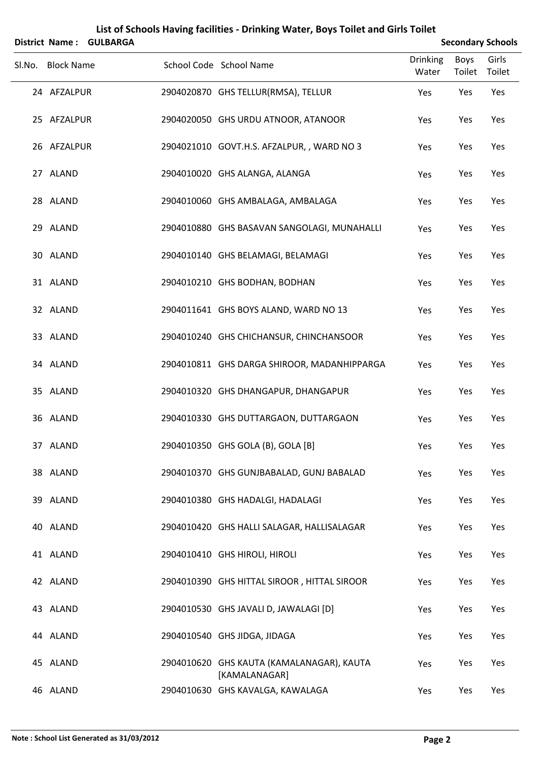# List of Schools Having facilities - Drinking Water, Boys Toilet and Girls Toilet

**District Name : GULBARGA** **Secondary Schools**

| Sl.No. | Block Name | School Code | School Name | Drinking Water | Boys Toilet | Girls Toilet |
|---|---|---|---|---|---|---|
| 24 | AFZALPUR | 2904020870 | GHS TELLUR(RMSA), TELLUR | Yes | Yes | Yes |
| 25 | AFZALPUR | 2904020050 | GHS URDU ATNOOR, ATANOOR | Yes | Yes | Yes |
| 26 | AFZALPUR | 2904021010 | GOVT.H.S. AFZALPUR, , WARD NO 3 | Yes | Yes | Yes |
| 27 | ALAND | 2904010020 | GHS ALANGA, ALANGA | Yes | Yes | Yes |
| 28 | ALAND | 2904010060 | GHS AMBALAGA, AMBALAGA | Yes | Yes | Yes |
| 29 | ALAND | 2904010880 | GHS BASAVAN SANGOLAGI, MUNAHALLI | Yes | Yes | Yes |
| 30 | ALAND | 2904010140 | GHS BELAMAGI, BELAMAGI | Yes | Yes | Yes |
| 31 | ALAND | 2904010210 | GHS BODHAN, BODHAN | Yes | Yes | Yes |
| 32 | ALAND | 2904011641 | GHS BOYS ALAND, WARD NO 13 | Yes | Yes | Yes |
| 33 | ALAND | 2904010240 | GHS CHICHANSUR, CHINCHANSOOR | Yes | Yes | Yes |
| 34 | ALAND | 2904010811 | GHS DARGA SHIROOR, MADANHIPPARGA | Yes | Yes | Yes |
| 35 | ALAND | 2904010320 | GHS DHANGAPUR, DHANGAPUR | Yes | Yes | Yes |
| 36 | ALAND | 2904010330 | GHS DUTTARGAON, DUTTARGAON | Yes | Yes | Yes |
| 37 | ALAND | 2904010350 | GHS GOLA (B), GOLA [B] | Yes | Yes | Yes |
| 38 | ALAND | 2904010370 | GHS GUNJBABALAD, GUNJ BABALAD | Yes | Yes | Yes |
| 39 | ALAND | 2904010380 | GHS HADALGI, HADALAGI | Yes | Yes | Yes |
| 40 | ALAND | 2904010420 | GHS HALLI SALAGAR, HALLISALAGAR | Yes | Yes | Yes |
| 41 | ALAND | 2904010410 | GHS HIROLI, HIROLI | Yes | Yes | Yes |
| 42 | ALAND | 2904010390 | GHS HITTAL SIROOR , HITTAL SIROOR | Yes | Yes | Yes |
| 43 | ALAND | 2904010530 | GHS JAVALI D, JAWALAGI [D] | Yes | Yes | Yes |
| 44 | ALAND | 2904010540 | GHS JIDGA, JIDAGA | Yes | Yes | Yes |
| 45 | ALAND | 2904010620 | GHS KAUTA (KAMALANAGAR), KAUTA [KAMALANAGAR] | Yes | Yes | Yes |
| 46 | ALAND | 2904010630 | GHS KAVALGA, KAWALAGA | Yes | Yes | Yes |

**Note : School List Generated as 31/03/2012**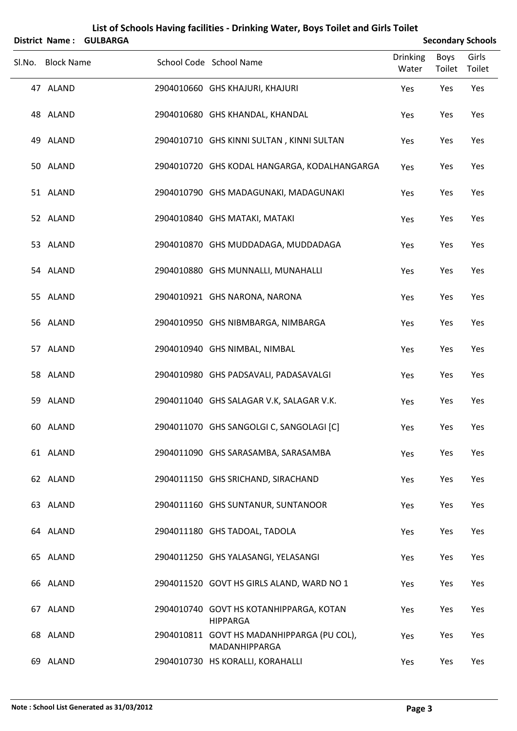# List of Schools Having facilities - Drinking Water, Boys Toilet and Girls Toilet

**District Name : GULBARGA** | **Secondary Schools**

| Sl.No. | Block Name | School Code | School Name | Drinking Water | Boys Toilet | Girls Toilet |
|---|---|---|---|---|---|---|
| 47 | ALAND | 2904010660 | GHS KHAJURI, KHAJURI | Yes | Yes | Yes |
| 48 | ALAND | 2904010680 | GHS KHANDAL, KHANDAL | Yes | Yes | Yes |
| 49 | ALAND | 2904010710 | GHS KINNI SULTAN , KINNI SULTAN | Yes | Yes | Yes |
| 50 | ALAND | 2904010720 | GHS KODAL HANGARGA, KODALHANGARGA | Yes | Yes | Yes |
| 51 | ALAND | 2904010790 | GHS MADAGUNAKI, MADAGUNAKI | Yes | Yes | Yes |
| 52 | ALAND | 2904010840 | GHS MATAKI, MATAKI | Yes | Yes | Yes |
| 53 | ALAND | 2904010870 | GHS MUDDADAGA, MUDDADAGA | Yes | Yes | Yes |
| 54 | ALAND | 2904010880 | GHS MUNNALLI, MUNAHALLI | Yes | Yes | Yes |
| 55 | ALAND | 2904010921 | GHS NARONA, NARONA | Yes | Yes | Yes |
| 56 | ALAND | 2904010950 | GHS NIBMBARGA, NIMBARGA | Yes | Yes | Yes |
| 57 | ALAND | 2904010940 | GHS NIMBAL, NIMBAL | Yes | Yes | Yes |
| 58 | ALAND | 2904010980 | GHS PADSAVALI, PADASAVALGI | Yes | Yes | Yes |
| 59 | ALAND | 2904011040 | GHS SALAGAR V.K, SALAGAR V.K. | Yes | Yes | Yes |
| 60 | ALAND | 2904011070 | GHS SANGOLGI C, SANGOLAGI [C] | Yes | Yes | Yes |
| 61 | ALAND | 2904011090 | GHS SARASAMBA, SARASAMBA | Yes | Yes | Yes |
| 62 | ALAND | 2904011150 | GHS SRICHAND, SIRACHAND | Yes | Yes | Yes |
| 63 | ALAND | 2904011160 | GHS SUNTANUR, SUNTANOOR | Yes | Yes | Yes |
| 64 | ALAND | 2904011180 | GHS TADOAL, TADOLA | Yes | Yes | Yes |
| 65 | ALAND | 2904011250 | GHS YALASANGI, YELASANGI | Yes | Yes | Yes |
| 66 | ALAND | 2904011520 | GOVT HS GIRLS ALAND, WARD NO 1 | Yes | Yes | Yes |
| 67 | ALAND | 2904010740 | GOVT HS KOTANHIPPARGA, KOTAN HIPPARGA | Yes | Yes | Yes |
| 68 | ALAND | 2904010811 | GOVT HS MADANHIPPARGA (PU COL), MADANHIPPARGA | Yes | Yes | Yes |
| 69 | ALAND | 2904010730 | HS KORALLI, KORAHALLI | Yes | Yes | Yes |

**Note : School List Generated as 31/03/2012**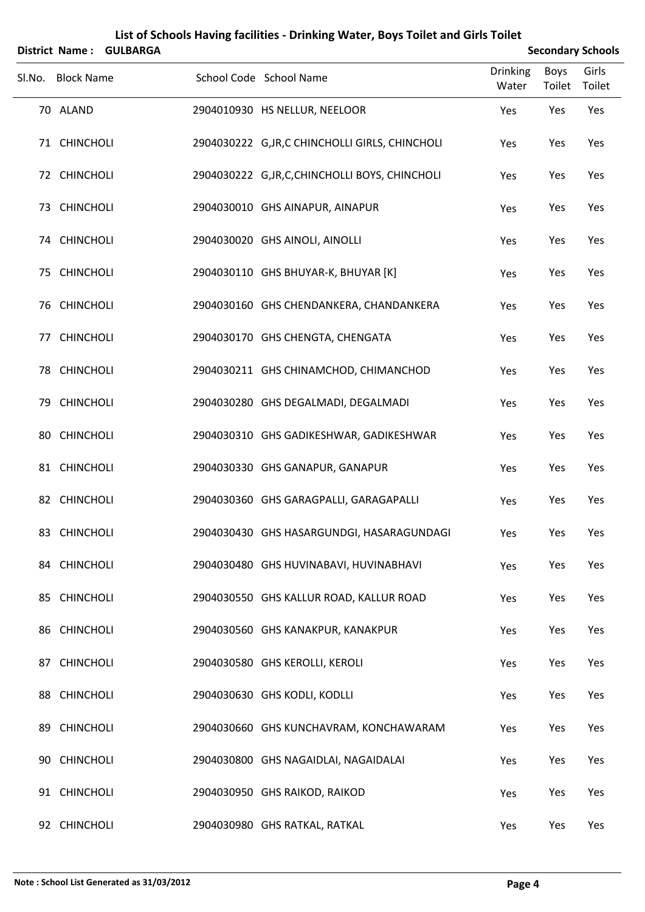# List of Schools Having facilities - Drinking Water, Boys Toilet and Girls Toilet

**District Name : GULBARGA** **Secondary Schools**

| Sl.No. | Block Name | School Code | School Name | Drinking Water | Boys Toilet | Girls Toilet |
|---|---|---|---|---|---|---|
| 70 | ALAND | 2904010930 | HS NELLUR, NEELOOR | Yes | Yes | Yes |
| 71 | CHINCHOLI | 2904030222 | G,JR,C CHINCHOLLI GIRLS, CHINCHOLI | Yes | Yes | Yes |
| 72 | CHINCHOLI | 2904030222 | G,JR,C,CHINCHOLLI BOYS, CHINCHOLI | Yes | Yes | Yes |
| 73 | CHINCHOLI | 2904030010 | GHS AINAPUR, AINAPUR | Yes | Yes | Yes |
| 74 | CHINCHOLI | 2904030020 | GHS AINOLI, AINOLLI | Yes | Yes | Yes |
| 75 | CHINCHOLI | 2904030110 | GHS BHUYAR-K, BHUYAR [K] | Yes | Yes | Yes |
| 76 | CHINCHOLI | 2904030160 | GHS CHENDANKERA, CHANDANKERA | Yes | Yes | Yes |
| 77 | CHINCHOLI | 2904030170 | GHS CHENGTA, CHENGATA | Yes | Yes | Yes |
| 78 | CHINCHOLI | 2904030211 | GHS CHINAMCHOD, CHIMANCHOD | Yes | Yes | Yes |
| 79 | CHINCHOLI | 2904030280 | GHS DEGALMADI, DEGALMADI | Yes | Yes | Yes |
| 80 | CHINCHOLI | 2904030310 | GHS GADIKESHWAR, GADIKESHWAR | Yes | Yes | Yes |
| 81 | CHINCHOLI | 2904030330 | GHS GANAPUR, GANAPUR | Yes | Yes | Yes |
| 82 | CHINCHOLI | 2904030360 | GHS GARAGPALLI, GARAGAPALLI | Yes | Yes | Yes |
| 83 | CHINCHOLI | 2904030430 | GHS HASARGUNDGI, HASARAGUNDAGI | Yes | Yes | Yes |
| 84 | CHINCHOLI | 2904030480 | GHS HUVINABAVI, HUVINABHAVI | Yes | Yes | Yes |
| 85 | CHINCHOLI | 2904030550 | GHS KALLUR ROAD, KALLUR ROAD | Yes | Yes | Yes |
| 86 | CHINCHOLI | 2904030560 | GHS KANAKPUR, KANAKPUR | Yes | Yes | Yes |
| 87 | CHINCHOLI | 2904030580 | GHS KEROLLI, KEROLI | Yes | Yes | Yes |
| 88 | CHINCHOLI | 2904030630 | GHS KODLI, KODLLI | Yes | Yes | Yes |
| 89 | CHINCHOLI | 2904030660 | GHS KUNCHAVRAM, KONCHAWARAM | Yes | Yes | Yes |
| 90 | CHINCHOLI | 2904030800 | GHS NAGAIDLAI, NAGAIDALAI | Yes | Yes | Yes |
| 91 | CHINCHOLI | 2904030950 | GHS RAIKOD, RAIKOD | Yes | Yes | Yes |
| 92 | CHINCHOLI | 2904030980 | GHS RATKAL, RATKAL | Yes | Yes | Yes |

**Note : School List Generated as 31/03/2012**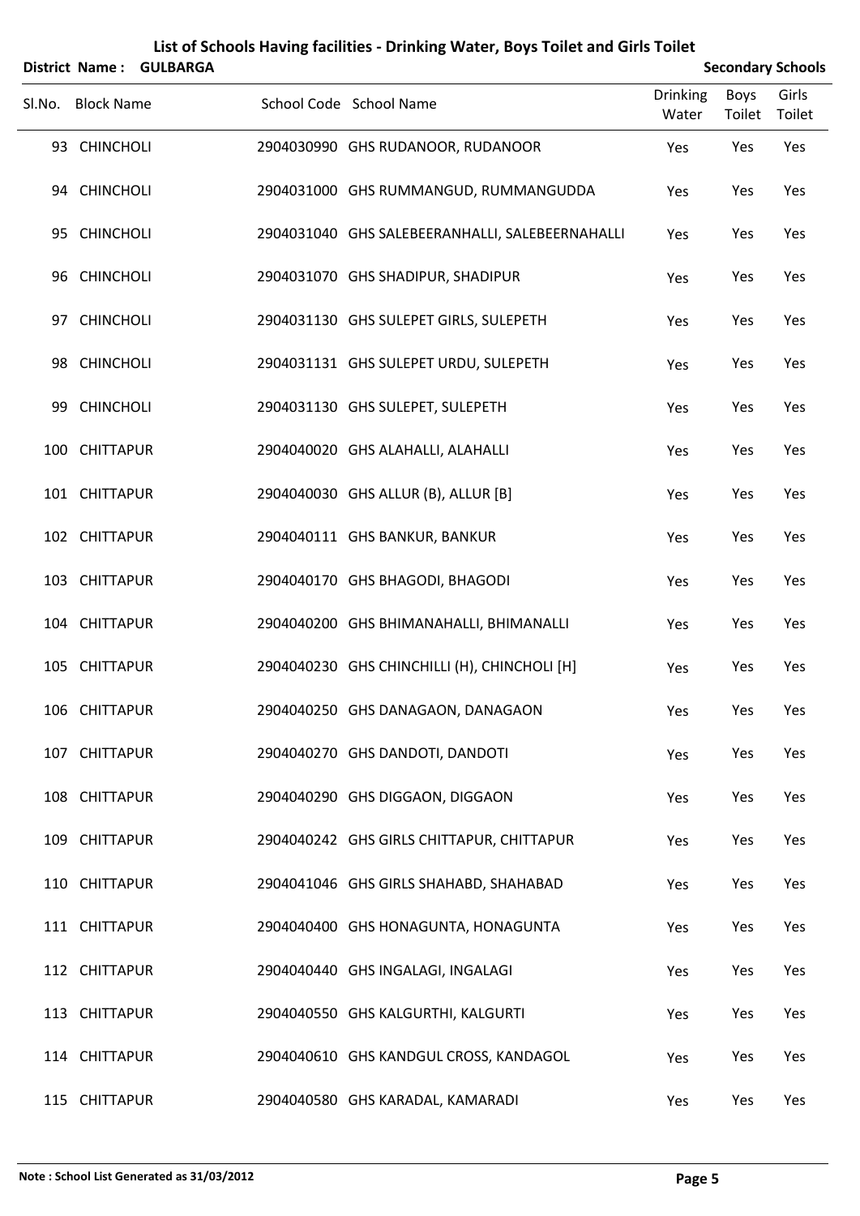# List of Schools Having facilities - Drinking Water, Boys Toilet and Girls Toilet

**District Name : GULBARGA** **Secondary Schools**

| Sl.No. | Block Name | School Code | School Name | Drinking Water | Boys Toilet | Girls Toilet |
|---|---|---|---|---|---|---|
| 93 | CHINCHOLI | 2904030990 | GHS RUDANOOR, RUDANOOR | Yes | Yes | Yes |
| 94 | CHINCHOLI | 2904031000 | GHS RUMMANGUD, RUMMANGUDDA | Yes | Yes | Yes |
| 95 | CHINCHOLI | 2904031040 | GHS SALEBEERANHALLI, SALEBEERNAHALLI | Yes | Yes | Yes |
| 96 | CHINCHOLI | 2904031070 | GHS SHADIPUR, SHADIPUR | Yes | Yes | Yes |
| 97 | CHINCHOLI | 2904031130 | GHS SULEPET GIRLS, SULEPETH | Yes | Yes | Yes |
| 98 | CHINCHOLI | 2904031131 | GHS SULEPET URDU, SULEPETH | Yes | Yes | Yes |
| 99 | CHINCHOLI | 2904031130 | GHS SULEPET, SULEPETH | Yes | Yes | Yes |
| 100 | CHITTAPUR | 2904040020 | GHS ALAHALLI, ALAHALLI | Yes | Yes | Yes |
| 101 | CHITTAPUR | 2904040030 | GHS ALLUR (B), ALLUR [B] | Yes | Yes | Yes |
| 102 | CHITTAPUR | 2904040111 | GHS BANKUR, BANKUR | Yes | Yes | Yes |
| 103 | CHITTAPUR | 2904040170 | GHS BHAGODI, BHAGODI | Yes | Yes | Yes |
| 104 | CHITTAPUR | 2904040200 | GHS BHIMANAHALLI, BHIMANALLI | Yes | Yes | Yes |
| 105 | CHITTAPUR | 2904040230 | GHS CHINCHILLI (H), CHINCHOLI [H] | Yes | Yes | Yes |
| 106 | CHITTAPUR | 2904040250 | GHS DANAGAON, DANAGAON | Yes | Yes | Yes |
| 107 | CHITTAPUR | 2904040270 | GHS DANDOTI, DANDOTI | Yes | Yes | Yes |
| 108 | CHITTAPUR | 2904040290 | GHS DIGGAON, DIGGAON | Yes | Yes | Yes |
| 109 | CHITTAPUR | 2904040242 | GHS GIRLS CHITTAPUR, CHITTAPUR | Yes | Yes | Yes |
| 110 | CHITTAPUR | 2904041046 | GHS GIRLS SHAHABD, SHAHABAD | Yes | Yes | Yes |
| 111 | CHITTAPUR | 2904040400 | GHS HONAGUNTA, HONAGUNTA | Yes | Yes | Yes |
| 112 | CHITTAPUR | 2904040440 | GHS INGALAGI, INGALAGI | Yes | Yes | Yes |
| 113 | CHITTAPUR | 2904040550 | GHS KALGURTHI, KALGURTI | Yes | Yes | Yes |
| 114 | CHITTAPUR | 2904040610 | GHS KANDGUL CROSS, KANDAGOL | Yes | Yes | Yes |
| 115 | CHITTAPUR | 2904040580 | GHS KARADAL, KAMARADI | Yes | Yes | Yes |

**Note : School List Generated as 31/03/2012**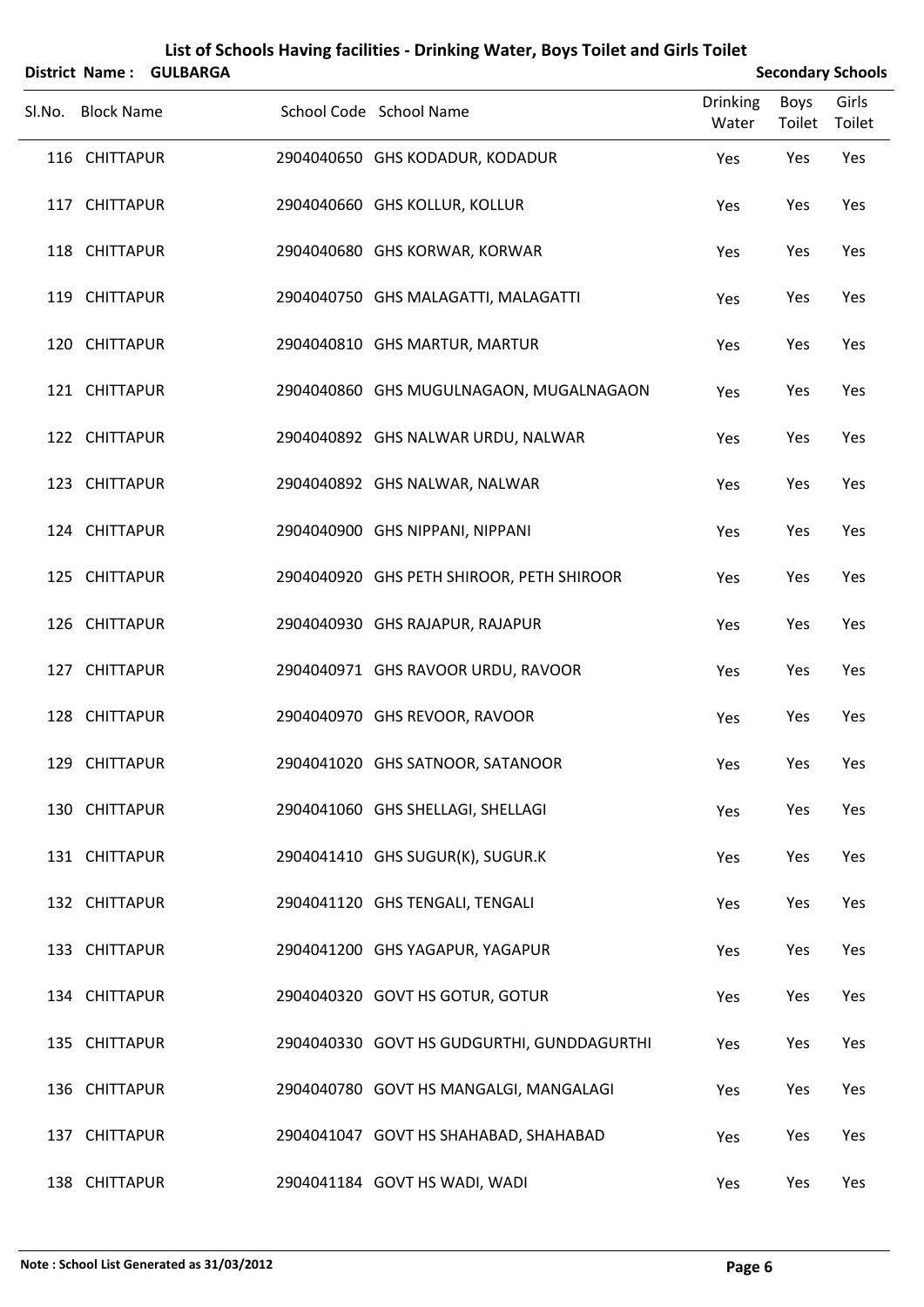# List of Schools Having facilities - Drinking Water, Boys Toilet and Girls Toilet

**District Name : GULBARGA** **Secondary Schools**

| Sl.No. | Block Name | School Code | School Name | Drinking Water | Boys Toilet | Girls Toilet |
|---|---|---|---|---|---|---|
| 116 | CHITTAPUR | 2904040650 | GHS KODADUR, KODADUR | Yes | Yes | Yes |
| 117 | CHITTAPUR | 2904040660 | GHS KOLLUR, KOLLUR | Yes | Yes | Yes |
| 118 | CHITTAPUR | 2904040680 | GHS KORWAR, KORWAR | Yes | Yes | Yes |
| 119 | CHITTAPUR | 2904040750 | GHS MALAGATTI, MALAGATTI | Yes | Yes | Yes |
| 120 | CHITTAPUR | 2904040810 | GHS MARTUR, MARTUR | Yes | Yes | Yes |
| 121 | CHITTAPUR | 2904040860 | GHS MUGULNAGAON, MUGALNAGAON | Yes | Yes | Yes |
| 122 | CHITTAPUR | 2904040892 | GHS NALWAR URDU, NALWAR | Yes | Yes | Yes |
| 123 | CHITTAPUR | 2904040892 | GHS NALWAR, NALWAR | Yes | Yes | Yes |
| 124 | CHITTAPUR | 2904040900 | GHS NIPPANI, NIPPANI | Yes | Yes | Yes |
| 125 | CHITTAPUR | 2904040920 | GHS PETH SHIROOR, PETH SHIROOR | Yes | Yes | Yes |
| 126 | CHITTAPUR | 2904040930 | GHS RAJAPUR, RAJAPUR | Yes | Yes | Yes |
| 127 | CHITTAPUR | 2904040971 | GHS RAVOOR URDU, RAVOOR | Yes | Yes | Yes |
| 128 | CHITTAPUR | 2904040970 | GHS REVOOR, RAVOOR | Yes | Yes | Yes |
| 129 | CHITTAPUR | 2904041020 | GHS SATNOOR, SATANOOR | Yes | Yes | Yes |
| 130 | CHITTAPUR | 2904041060 | GHS SHELLAGI, SHELLAGI | Yes | Yes | Yes |
| 131 | CHITTAPUR | 2904041410 | GHS SUGUR(K), SUGUR.K | Yes | Yes | Yes |
| 132 | CHITTAPUR | 2904041120 | GHS TENGALI, TENGALI | Yes | Yes | Yes |
| 133 | CHITTAPUR | 2904041200 | GHS YAGAPUR, YAGAPUR | Yes | Yes | Yes |
| 134 | CHITTAPUR | 2904040320 | GOVT HS GOTUR, GOTUR | Yes | Yes | Yes |
| 135 | CHITTAPUR | 2904040330 | GOVT HS GUDGURTHI, GUNDDAGURTHI | Yes | Yes | Yes |
| 136 | CHITTAPUR | 2904040780 | GOVT HS MANGALGI, MANGALAGI | Yes | Yes | Yes |
| 137 | CHITTAPUR | 2904041047 | GOVT HS SHAHABAD, SHAHABAD | Yes | Yes | Yes |
| 138 | CHITTAPUR | 2904041184 | GOVT HS WADI, WADI | Yes | Yes | Yes |

**Note : School List Generated as 31/03/2012**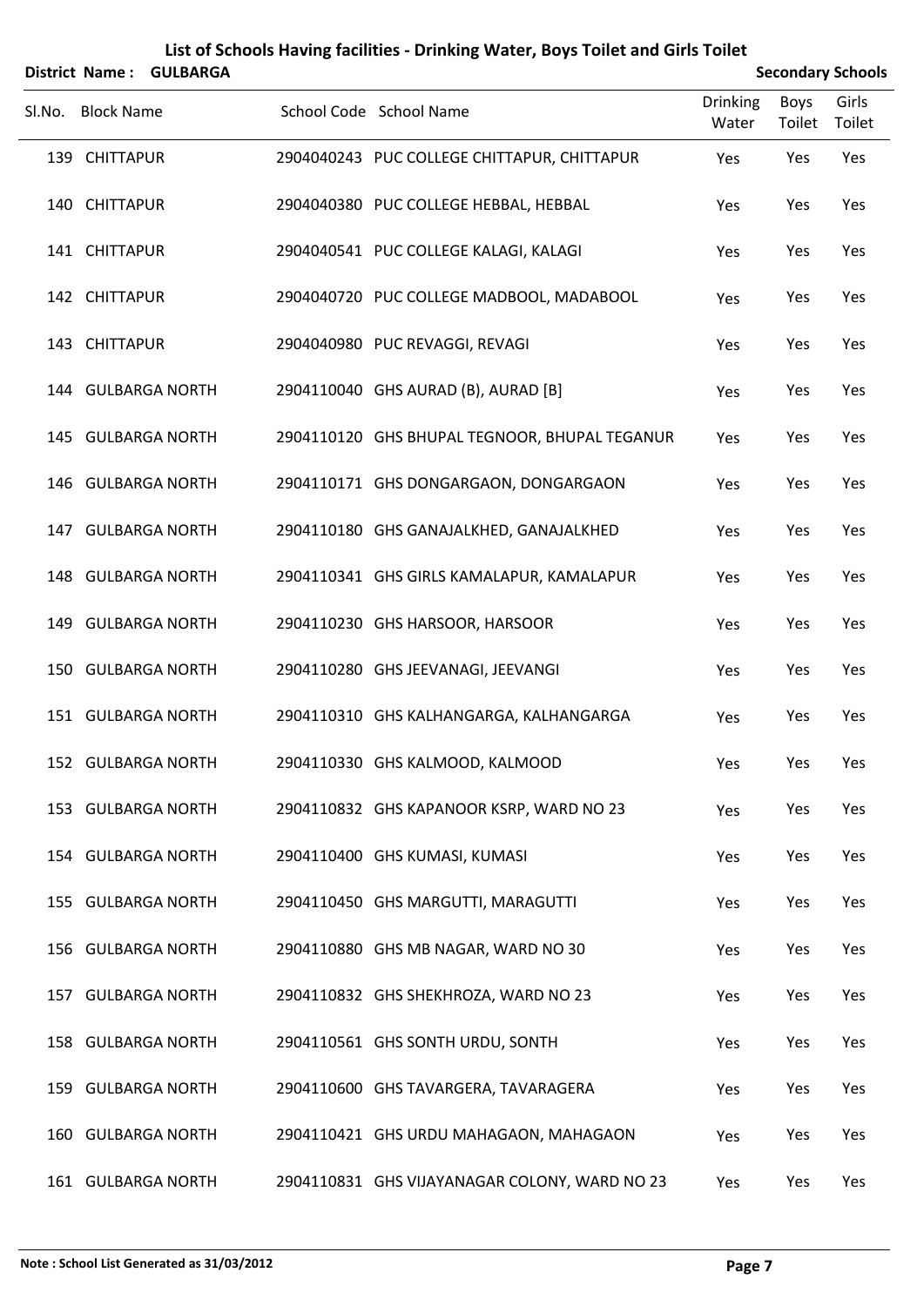# List of Schools Having facilities - Drinking Water, Boys Toilet and Girls Toilet

**District Name : GULBARGA** **Secondary Schools**

| Sl.No. | Block Name | School Code | School Name | Drinking Water | Boys Toilet | Girls Toilet |
|---|---|---|---|---|---|---|
| 139 | CHITTAPUR | 2904040243 | PUC COLLEGE CHITTAPUR, CHITTAPUR | Yes | Yes | Yes |
| 140 | CHITTAPUR | 2904040380 | PUC COLLEGE HEBBAL, HEBBAL | Yes | Yes | Yes |
| 141 | CHITTAPUR | 2904040541 | PUC COLLEGE KALAGI, KALAGI | Yes | Yes | Yes |
| 142 | CHITTAPUR | 2904040720 | PUC COLLEGE MADBOOL, MADABOOL | Yes | Yes | Yes |
| 143 | CHITTAPUR | 2904040980 | PUC REVAGGI, REVAGI | Yes | Yes | Yes |
| 144 | GULBARGA NORTH | 2904110040 | GHS AURAD (B), AURAD [B] | Yes | Yes | Yes |
| 145 | GULBARGA NORTH | 2904110120 | GHS BHUPAL TEGNOOR, BHUPAL TEGANUR | Yes | Yes | Yes |
| 146 | GULBARGA NORTH | 2904110171 | GHS DONGARGAON, DONGARGAON | Yes | Yes | Yes |
| 147 | GULBARGA NORTH | 2904110180 | GHS GANAJALKHED, GANAJALKHED | Yes | Yes | Yes |
| 148 | GULBARGA NORTH | 2904110341 | GHS GIRLS KAMALAPUR, KAMALAPUR | Yes | Yes | Yes |
| 149 | GULBARGA NORTH | 2904110230 | GHS HARSOOR, HARSOOR | Yes | Yes | Yes |
| 150 | GULBARGA NORTH | 2904110280 | GHS JEEVANAGI, JEEVANGI | Yes | Yes | Yes |
| 151 | GULBARGA NORTH | 2904110310 | GHS KALHANGARGA, KALHANGARGA | Yes | Yes | Yes |
| 152 | GULBARGA NORTH | 2904110330 | GHS KALMOOD, KALMOOD | Yes | Yes | Yes |
| 153 | GULBARGA NORTH | 2904110832 | GHS KAPANOOR KSRP, WARD NO 23 | Yes | Yes | Yes |
| 154 | GULBARGA NORTH | 2904110400 | GHS KUMASI, KUMASI | Yes | Yes | Yes |
| 155 | GULBARGA NORTH | 2904110450 | GHS MARGUTTI, MARAGUTTI | Yes | Yes | Yes |
| 156 | GULBARGA NORTH | 2904110880 | GHS MB NAGAR, WARD NO 30 | Yes | Yes | Yes |
| 157 | GULBARGA NORTH | 2904110832 | GHS SHEKHROZA, WARD NO 23 | Yes | Yes | Yes |
| 158 | GULBARGA NORTH | 2904110561 | GHS SONTH URDU, SONTH | Yes | Yes | Yes |
| 159 | GULBARGA NORTH | 2904110600 | GHS TAVARGERA, TAVARAGERA | Yes | Yes | Yes |
| 160 | GULBARGA NORTH | 2904110421 | GHS URDU MAHAGAON, MAHAGAON | Yes | Yes | Yes |
| 161 | GULBARGA NORTH | 2904110831 | GHS VIJAYANAGAR COLONY, WARD NO 23 | Yes | Yes | Yes |

**Note : School List Generated as 31/03/2012**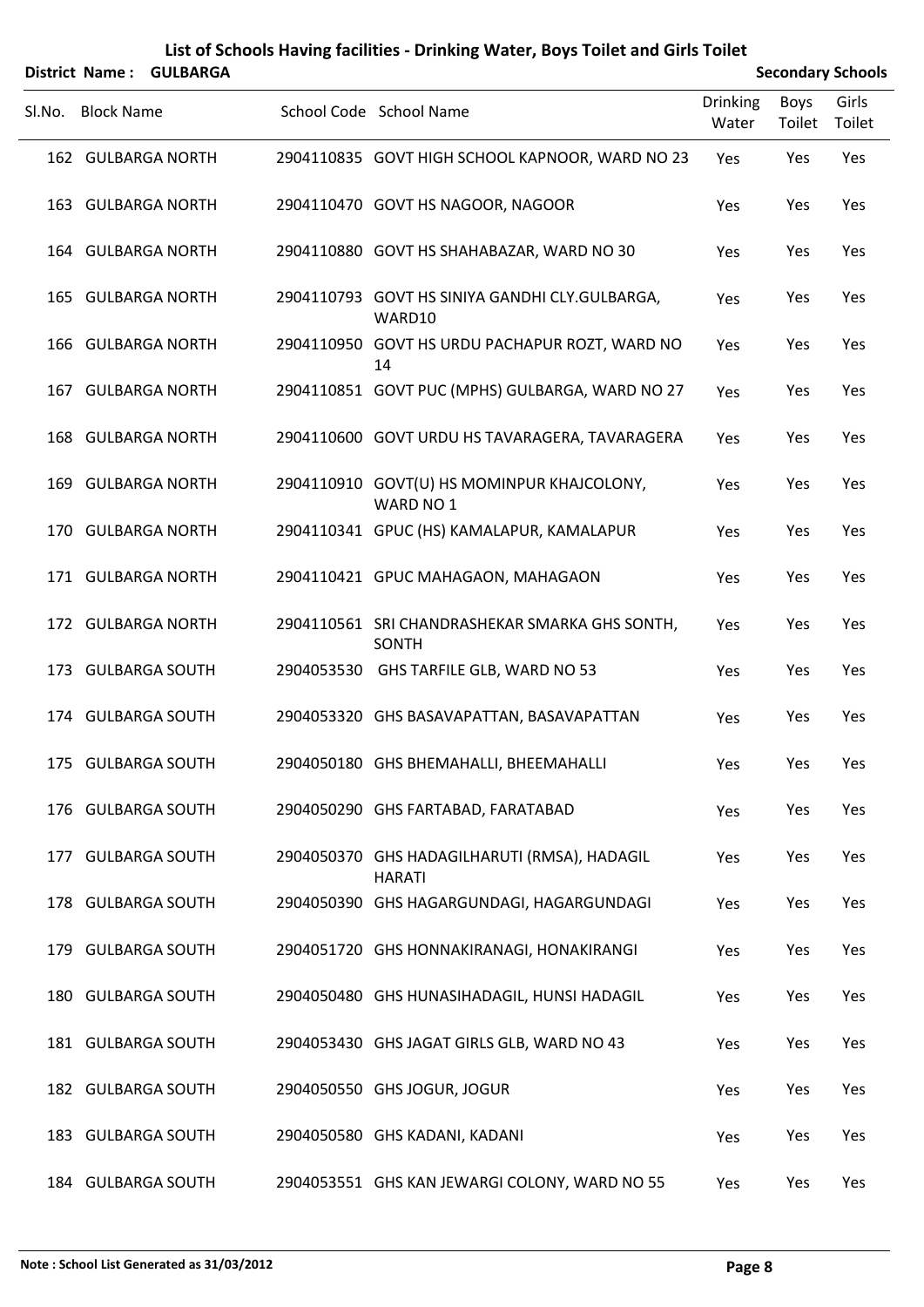# List of Schools Having facilities - Drinking Water, Boys Toilet and Girls Toilet

**District Name : GULBARGA** **Secondary Schools**

| Sl.No. | Block Name | School Code | School Name | Drinking Water | Boys Toilet | Girls Toilet |
|---|---|---|---|---|---|---|
| 162 | GULBARGA NORTH | 2904110835 | GOVT HIGH SCHOOL KAPNOOR, WARD NO 23 | Yes | Yes | Yes |
| 163 | GULBARGA NORTH | 2904110470 | GOVT HS NAGOOR, NAGOOR | Yes | Yes | Yes |
| 164 | GULBARGA NORTH | 2904110880 | GOVT HS SHAHABAZAR, WARD NO 30 | Yes | Yes | Yes |
| 165 | GULBARGA NORTH | 2904110793 | GOVT HS SINIYA GANDHI CLY.GULBARGA, WARD10 | Yes | Yes | Yes |
| 166 | GULBARGA NORTH | 2904110950 | GOVT HS URDU PACHAPUR ROZT, WARD NO 14 | Yes | Yes | Yes |
| 167 | GULBARGA NORTH | 2904110851 | GOVT PUC (MPHS) GULBARGA, WARD NO 27 | Yes | Yes | Yes |
| 168 | GULBARGA NORTH | 2904110600 | GOVT URDU HS TAVARAGERA, TAVARAGERA | Yes | Yes | Yes |
| 169 | GULBARGA NORTH | 2904110910 | GOVT(U) HS MOMINPUR KHAJCOLONY, WARD NO 1 | Yes | Yes | Yes |
| 170 | GULBARGA NORTH | 2904110341 | GPUC (HS) KAMALAPUR, KAMALAPUR | Yes | Yes | Yes |
| 171 | GULBARGA NORTH | 2904110421 | GPUC MAHAGAON, MAHAGAON | Yes | Yes | Yes |
| 172 | GULBARGA NORTH | 2904110561 | SRI CHANDRASHEKAR SMARKA GHS SONTH, SONTH | Yes | Yes | Yes |
| 173 | GULBARGA SOUTH | 2904053530 | GHS TARFILE GLB, WARD NO 53 | Yes | Yes | Yes |
| 174 | GULBARGA SOUTH | 2904053320 | GHS BASAVAPATTAN, BASAVAPATTAN | Yes | Yes | Yes |
| 175 | GULBARGA SOUTH | 2904050180 | GHS BHEMAHALLI, BHEEMAHALLI | Yes | Yes | Yes |
| 176 | GULBARGA SOUTH | 2904050290 | GHS FARTABAD, FARATABAD | Yes | Yes | Yes |
| 177 | GULBARGA SOUTH | 2904050370 | GHS HADAGILHARUTI (RMSA), HADAGIL HARATI | Yes | Yes | Yes |
| 178 | GULBARGA SOUTH | 2904050390 | GHS HAGARGUNDAGI, HAGARGUNDAGI | Yes | Yes | Yes |
| 179 | GULBARGA SOUTH | 2904051720 | GHS HONNAKIRANAGI, HONAKIRANGI | Yes | Yes | Yes |
| 180 | GULBARGA SOUTH | 2904050480 | GHS HUNASIHADAGIL, HUNSI HADAGIL | Yes | Yes | Yes |
| 181 | GULBARGA SOUTH | 2904053430 | GHS JAGAT GIRLS GLB, WARD NO 43 | Yes | Yes | Yes |
| 182 | GULBARGA SOUTH | 2904050550 | GHS JOGUR, JOGUR | Yes | Yes | Yes |
| 183 | GULBARGA SOUTH | 2904050580 | GHS KADANI, KADANI | Yes | Yes | Yes |
| 184 | GULBARGA SOUTH | 2904053551 | GHS KAN JEWARGI COLONY, WARD NO 55 | Yes | Yes | Yes |

**Note : School List Generated as 31/03/2012**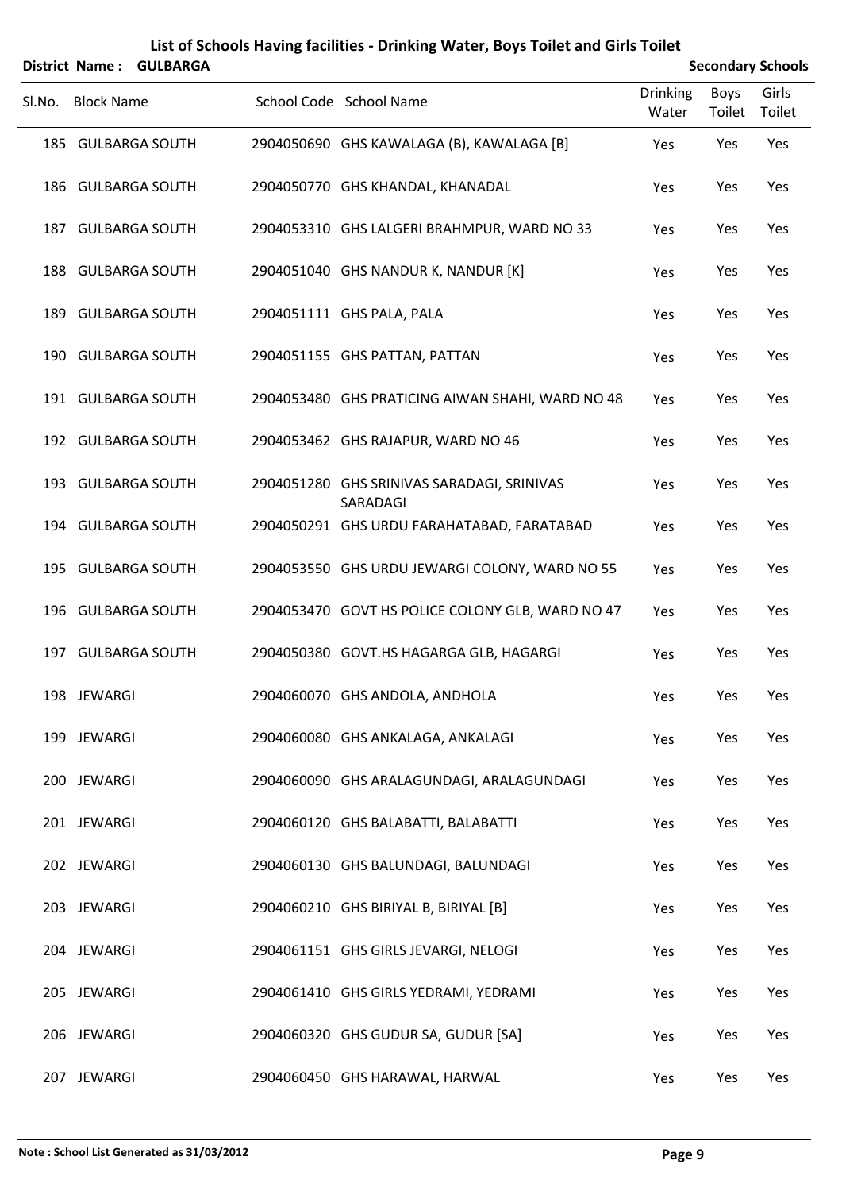# List of Schools Having facilities - Drinking Water, Boys Toilet and Girls Toilet

**District Name : GULBARGA** **Secondary Schools**

| Sl.No. | Block Name | School Code | School Name | Drinking Water | Boys Toilet | Girls Toilet |
|---|---|---|---|---|---|---|
| 185 | GULBARGA SOUTH | 2904050690 | GHS KAWALAGA (B), KAWALAGA [B] | Yes | Yes | Yes |
| 186 | GULBARGA SOUTH | 2904050770 | GHS KHANDAL, KHANADAL | Yes | Yes | Yes |
| 187 | GULBARGA SOUTH | 2904053310 | GHS LALGERI BRAHMPUR, WARD NO 33 | Yes | Yes | Yes |
| 188 | GULBARGA SOUTH | 2904051040 | GHS NANDUR K, NANDUR [K] | Yes | Yes | Yes |
| 189 | GULBARGA SOUTH | 2904051111 | GHS PALA, PALA | Yes | Yes | Yes |
| 190 | GULBARGA SOUTH | 2904051155 | GHS PATTAN, PATTAN | Yes | Yes | Yes |
| 191 | GULBARGA SOUTH | 2904053480 | GHS PRATICING AIWAN SHAHI, WARD NO 48 | Yes | Yes | Yes |
| 192 | GULBARGA SOUTH | 2904053462 | GHS RAJAPUR, WARD NO 46 | Yes | Yes | Yes |
| 193 | GULBARGA SOUTH | 2904051280 | GHS SRINIVAS SARADAGI, SRINIVAS SARADAGI | Yes | Yes | Yes |
| 194 | GULBARGA SOUTH | 2904050291 | GHS URDU FARAHATABAD, FARATABAD | Yes | Yes | Yes |
| 195 | GULBARGA SOUTH | 2904053550 | GHS URDU JEWARGI COLONY, WARD NO 55 | Yes | Yes | Yes |
| 196 | GULBARGA SOUTH | 2904053470 | GOVT HS POLICE COLONY GLB, WARD NO 47 | Yes | Yes | Yes |
| 197 | GULBARGA SOUTH | 2904050380 | GOVT.HS HAGARGA GLB, HAGARGI | Yes | Yes | Yes |
| 198 | JEWARGI | 2904060070 | GHS ANDOLA, ANDHOLA | Yes | Yes | Yes |
| 199 | JEWARGI | 2904060080 | GHS ANKALAGA, ANKALAGI | Yes | Yes | Yes |
| 200 | JEWARGI | 2904060090 | GHS ARALAGUNDAGI, ARALAGUNDAGI | Yes | Yes | Yes |
| 201 | JEWARGI | 2904060120 | GHS BALABATTI, BALABATTI | Yes | Yes | Yes |
| 202 | JEWARGI | 2904060130 | GHS BALUNDAGI, BALUNDAGI | Yes | Yes | Yes |
| 203 | JEWARGI | 2904060210 | GHS BIRIYAL B, BIRIYAL [B] | Yes | Yes | Yes |
| 204 | JEWARGI | 2904061151 | GHS GIRLS JEVARGI, NELOGI | Yes | Yes | Yes |
| 205 | JEWARGI | 2904061410 | GHS GIRLS YEDRAMI, YEDRAMI | Yes | Yes | Yes |
| 206 | JEWARGI | 2904060320 | GHS GUDUR SA, GUDUR [SA] | Yes | Yes | Yes |
| 207 | JEWARGI | 2904060450 | GHS HARAWAL, HARWAL | Yes | Yes | Yes |

**Note : School List Generated as 31/03/2012**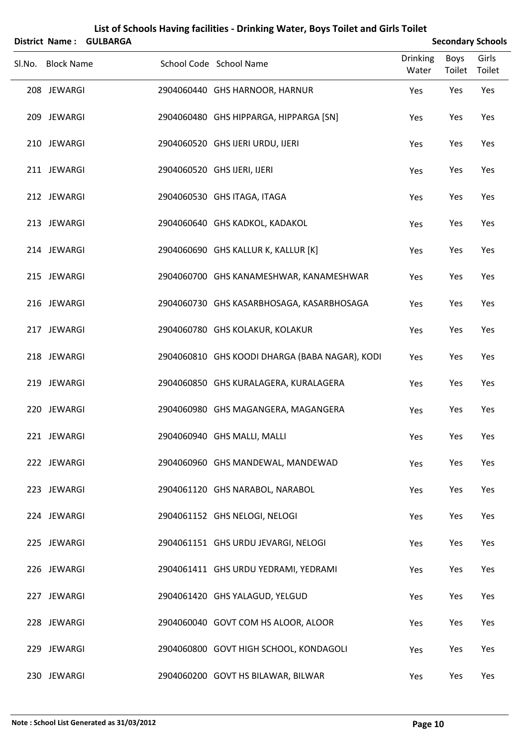# List of Schools Having facilities - Drinking Water, Boys Toilet and Girls Toilet

**District Name : GULBARGA** **Secondary Schools**

| Sl.No. | Block Name | School Code | School Name | Drinking Water | Boys Toilet | Girls Toilet |
|---|---|---|---|---|---|---|
| 208 | JEWARGI | 2904060440 | GHS HARNOOR, HARNUR | Yes | Yes | Yes |
| 209 | JEWARGI | 2904060480 | GHS HIPPARGA, HIPPARGA [SN] | Yes | Yes | Yes |
| 210 | JEWARGI | 2904060520 | GHS IJERI URDU, IJERI | Yes | Yes | Yes |
| 211 | JEWARGI | 2904060520 | GHS IJERI, IJERI | Yes | Yes | Yes |
| 212 | JEWARGI | 2904060530 | GHS ITAGA, ITAGA | Yes | Yes | Yes |
| 213 | JEWARGI | 2904060640 | GHS KADKOL, KADAKOL | Yes | Yes | Yes |
| 214 | JEWARGI | 2904060690 | GHS KALLUR K, KALLUR [K] | Yes | Yes | Yes |
| 215 | JEWARGI | 2904060700 | GHS KANAMESHWAR, KANAMESHWAR | Yes | Yes | Yes |
| 216 | JEWARGI | 2904060730 | GHS KASARBHOSAGA, KASARBHOSAGA | Yes | Yes | Yes |
| 217 | JEWARGI | 2904060780 | GHS KOLAKUR, KOLAKUR | Yes | Yes | Yes |
| 218 | JEWARGI | 2904060810 | GHS KOODI DHARGA (BABA NAGAR), KODI | Yes | Yes | Yes |
| 219 | JEWARGI | 2904060850 | GHS KURALAGERA, KURALAGERA | Yes | Yes | Yes |
| 220 | JEWARGI | 2904060980 | GHS MAGANGERA, MAGANGERA | Yes | Yes | Yes |
| 221 | JEWARGI | 2904060940 | GHS MALLI, MALLI | Yes | Yes | Yes |
| 222 | JEWARGI | 2904060960 | GHS MANDEWAL, MANDEWAD | Yes | Yes | Yes |
| 223 | JEWARGI | 2904061120 | GHS NARABOL, NARABOL | Yes | Yes | Yes |
| 224 | JEWARGI | 2904061152 | GHS NELOGI, NELOGI | Yes | Yes | Yes |
| 225 | JEWARGI | 2904061151 | GHS URDU JEVARGI, NELOGI | Yes | Yes | Yes |
| 226 | JEWARGI | 2904061411 | GHS URDU YEDRAMI, YEDRAMI | Yes | Yes | Yes |
| 227 | JEWARGI | 2904061420 | GHS YALAGUD, YELGUD | Yes | Yes | Yes |
| 228 | JEWARGI | 2904060040 | GOVT COM HS ALOOR, ALOOR | Yes | Yes | Yes |
| 229 | JEWARGI | 2904060800 | GOVT HIGH SCHOOL, KONDAGOLI | Yes | Yes | Yes |
| 230 | JEWARGI | 2904060200 | GOVT HS BILAWAR, BILWAR | Yes | Yes | Yes |

**Note : School List Generated as 31/03/2012**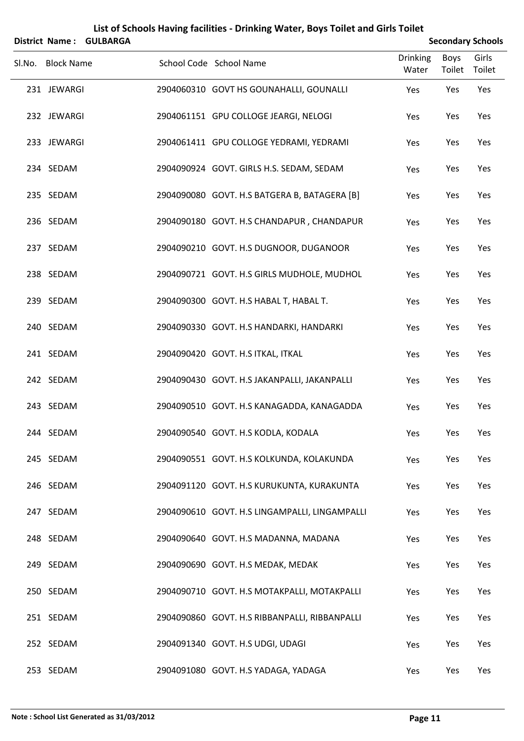# List of Schools Having facilities - Drinking Water, Boys Toilet and Girls Toilet

**District Name : GULBARGA** **Secondary Schools**

| Sl.No. | Block Name | School Code | School Name | Drinking Water | Boys Toilet | Girls Toilet |
|---|---|---|---|---|---|---|
| 231 | JEWARGI | 2904060310 | GOVT HS GOUNAHALLI, GOUNALLI | Yes | Yes | Yes |
| 232 | JEWARGI | 2904061151 | GPU COLLOGE JEARGI, NELOGI | Yes | Yes | Yes |
| 233 | JEWARGI | 2904061411 | GPU COLLOGE YEDRAMI, YEDRAMI | Yes | Yes | Yes |
| 234 | SEDAM | 2904090924 | GOVT. GIRLS H.S. SEDAM, SEDAM | Yes | Yes | Yes |
| 235 | SEDAM | 2904090080 | GOVT. H.S BATGERA B, BATAGERA [B] | Yes | Yes | Yes |
| 236 | SEDAM | 2904090180 | GOVT. H.S CHANDAPUR , CHANDAPUR | Yes | Yes | Yes |
| 237 | SEDAM | 2904090210 | GOVT. H.S DUGNOOR, DUGANOOR | Yes | Yes | Yes |
| 238 | SEDAM | 2904090721 | GOVT. H.S GIRLS MUDHOLE, MUDHOL | Yes | Yes | Yes |
| 239 | SEDAM | 2904090300 | GOVT. H.S HABAL T, HABAL T. | Yes | Yes | Yes |
| 240 | SEDAM | 2904090330 | GOVT. H.S HANDARKI, HANDARKI | Yes | Yes | Yes |
| 241 | SEDAM | 2904090420 | GOVT. H.S ITKAL, ITKAL | Yes | Yes | Yes |
| 242 | SEDAM | 2904090430 | GOVT. H.S JAKANPALLI, JAKANPALLI | Yes | Yes | Yes |
| 243 | SEDAM | 2904090510 | GOVT. H.S KANAGADDA, KANAGADDA | Yes | Yes | Yes |
| 244 | SEDAM | 2904090540 | GOVT. H.S KODLA, KODALA | Yes | Yes | Yes |
| 245 | SEDAM | 2904090551 | GOVT. H.S KOLKUNDA, KOLAKUNDA | Yes | Yes | Yes |
| 246 | SEDAM | 2904091120 | GOVT. H.S KURUKUNTA, KURAKUNTA | Yes | Yes | Yes |
| 247 | SEDAM | 2904090610 | GOVT. H.S LINGAMPALLI, LINGAMPALLI | Yes | Yes | Yes |
| 248 | SEDAM | 2904090640 | GOVT. H.S MADANNA, MADANA | Yes | Yes | Yes |
| 249 | SEDAM | 2904090690 | GOVT. H.S MEDAK, MEDAK | Yes | Yes | Yes |
| 250 | SEDAM | 2904090710 | GOVT. H.S MOTAKPALLI, MOTAKPALLI | Yes | Yes | Yes |
| 251 | SEDAM | 2904090860 | GOVT. H.S RIBBANPALLI, RIBBANPALLI | Yes | Yes | Yes |
| 252 | SEDAM | 2904091340 | GOVT. H.S UDGI, UDAGI | Yes | Yes | Yes |
| 253 | SEDAM | 2904091080 | GOVT. H.S YADAGA, YADAGA | Yes | Yes | Yes |

**Note : School List Generated as 31/03/2012**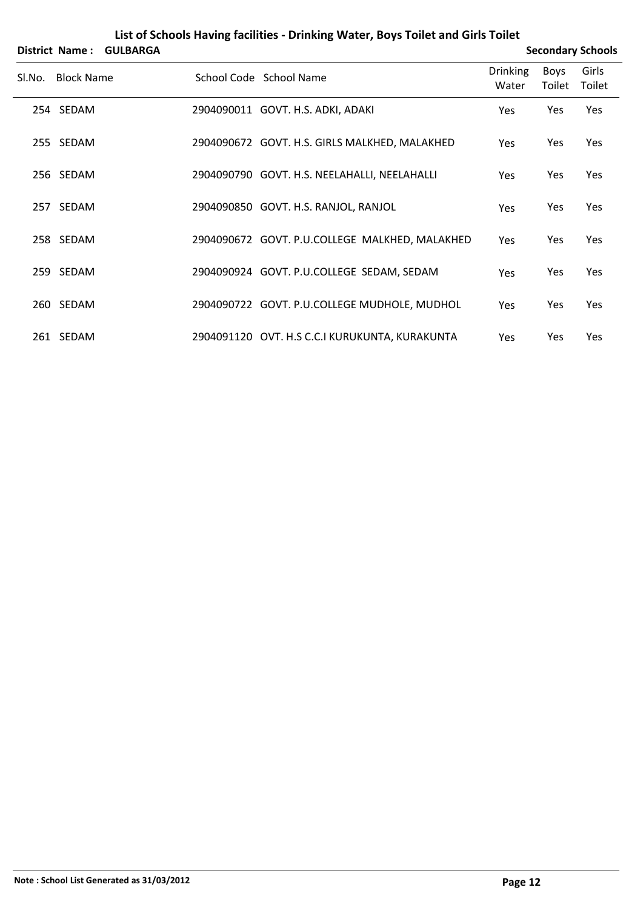# List of Schools Having facilities - Drinking Water, Boys Toilet and Girls Toilet

**District Name : GULBARGA** **Secondary Schools**

| Sl.No. | Block Name | School Code | School Name | Drinking Water | Boys Toilet | Girls Toilet |
|---|---|---|---|---|---|---|
| 254 | SEDAM | 2904090011 | GOVT. H.S. ADKI, ADAKI | Yes | Yes | Yes |
| 255 | SEDAM | 2904090672 | GOVT. H.S. GIRLS MALKHED, MALAKHED | Yes | Yes | Yes |
| 256 | SEDAM | 2904090790 | GOVT. H.S. NEELAHALLI, NEELAHALLI | Yes | Yes | Yes |
| 257 | SEDAM | 2904090850 | GOVT. H.S. RANJOL, RANJOL | Yes | Yes | Yes |
| 258 | SEDAM | 2904090672 | GOVT. P.U.COLLEGE MALKHED, MALAKHED | Yes | Yes | Yes |
| 259 | SEDAM | 2904090924 | GOVT. P.U.COLLEGE SEDAM, SEDAM | Yes | Yes | Yes |
| 260 | SEDAM | 2904090722 | GOVT. P.U.COLLEGE MUDHOLE, MUDHOL | Yes | Yes | Yes |
| 261 | SEDAM | 2904091120 | OVT. H.S C.C.I KURUKUNTA, KURAKUNTA | Yes | Yes | Yes |

**Note : School List Generated as 31/03/2012**